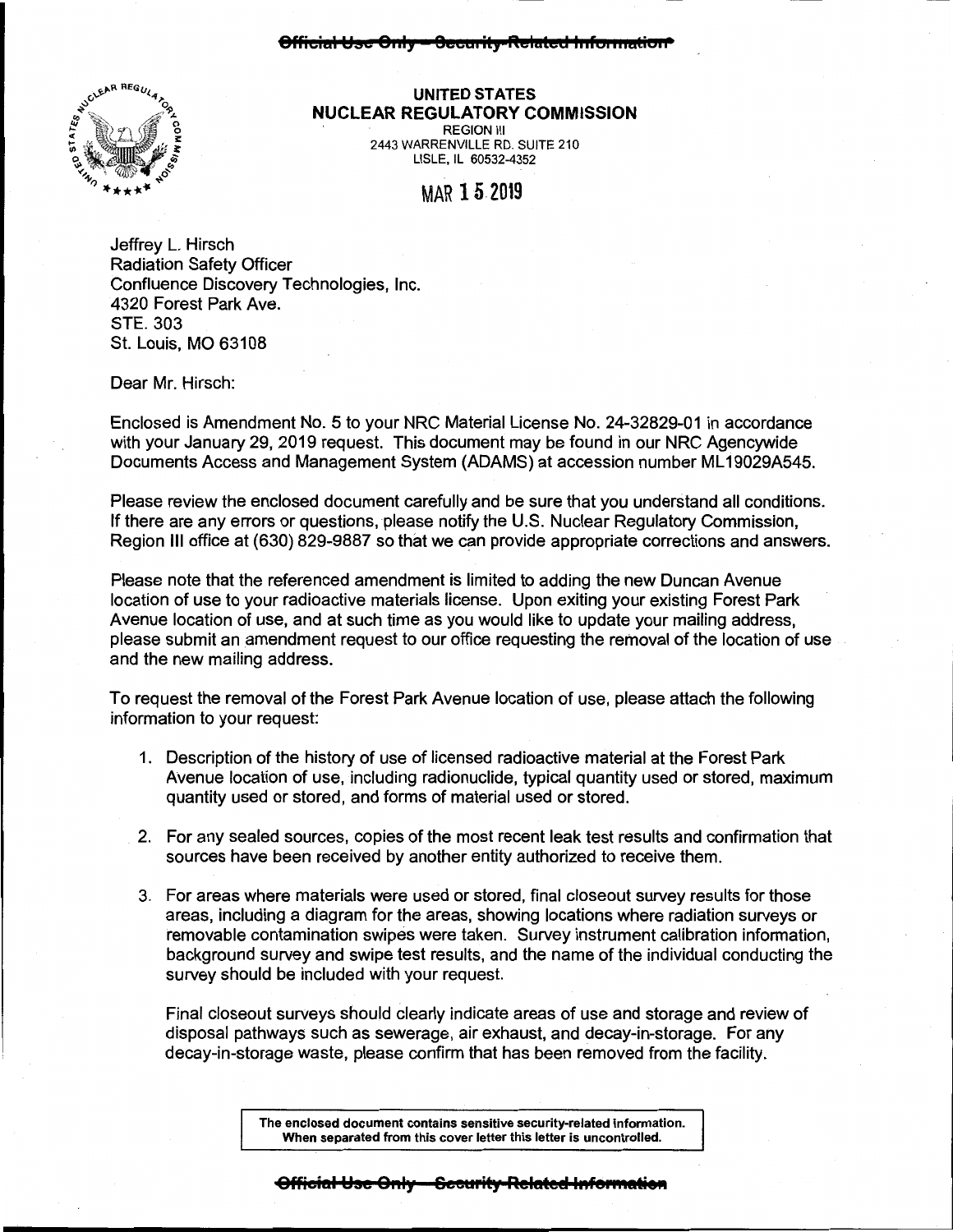~~Official Use Only – Security-Related Information~~

**UNITED STATES**
**NUCLEAR REGULATORY COMMISSION**
REGION III
2443 WARRENVILLE RD. SUITE 210
LISLE, IL 60532-4352

MAR 15 2019

Jeffrey L. Hirsch
Radiation Safety Officer
Confluence Discovery Technologies, Inc.
4320 Forest Park Ave.
STE. 303
St. Louis, MO 63108

Dear Mr. Hirsch:

Enclosed is Amendment No. 5 to your NRC Material License No. 24-32829-01 in accordance with your January 29, 2019 request. This document may be found in our NRC Agencywide Documents Access and Management System (ADAMS) at accession number ML19029A545.

Please review the enclosed document carefully and be sure that you understand all conditions. If there are any errors or questions, please notify the U.S. Nuclear Regulatory Commission, Region III office at (630) 829-9887 so that we can provide appropriate corrections and answers.

Please note that the referenced amendment is limited to adding the new Duncan Avenue location of use to your radioactive materials license. Upon exiting your existing Forest Park Avenue location of use, and at such time as you would like to update your mailing address, please submit an amendment request to our office requesting the removal of the location of use and the new mailing address.

To request the removal of the Forest Park Avenue location of use, please attach the following information to your request:

1. Description of the history of use of licensed radioactive material at the Forest Park Avenue location of use, including radionuclide, typical quantity used or stored, maximum quantity used or stored, and forms of material used or stored.

2. For any sealed sources, copies of the most recent leak test results and confirmation that sources have been received by another entity authorized to receive them.

3. For areas where materials were used or stored, final closeout survey results for those areas, including a diagram for the areas, showing locations where radiation surveys or removable contamination swipes were taken. Survey instrument calibration information, background survey and swipe test results, and the name of the individual conducting the survey should be included with your request.

   Final closeout surveys should clearly indicate areas of use and storage and review of disposal pathways such as sewerage, air exhaust, and decay-in-storage. For any decay-in-storage waste, please confirm that has been removed from the facility.

**The enclosed document contains sensitive security-related information. When separated from this cover letter this letter is uncontrolled.**

~~Official Use Only – Security-Related Information~~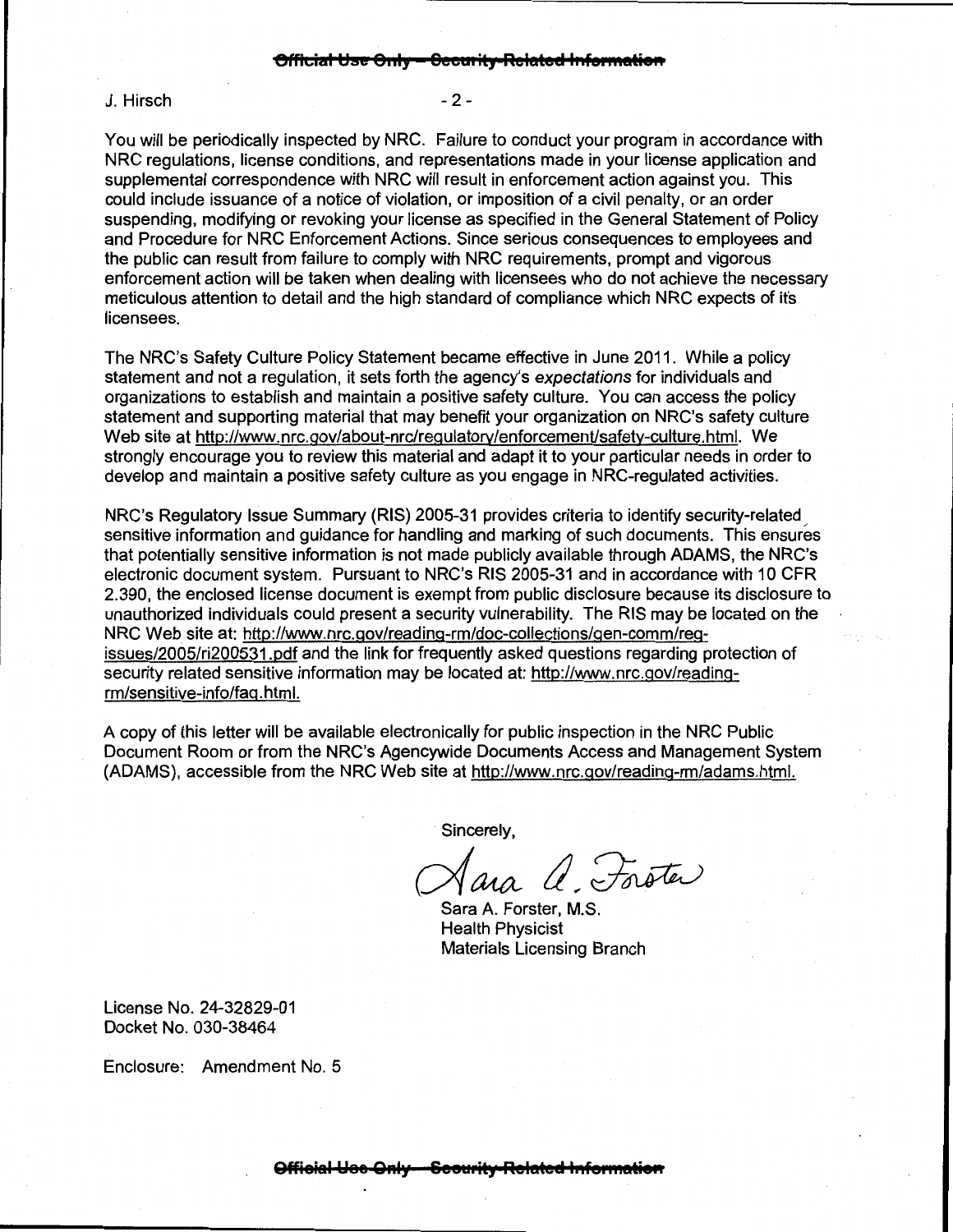You will be periodically inspected by NRC. Failure to conduct your program in accordance with NRC regulations, license conditions, and representations made in your license application and supplemental correspondence with NRC will result in enforcement action against you. This could include issuance of a notice of violation, or imposition of a civil penalty, or an order suspending, modifying or revoking your license as specified in the General Statement of Policy and Procedure for NRC Enforcement Actions. Since serious consequences to employees and the public can result from failure to comply with NRC requirements, prompt and vigorous enforcement action will be taken when dealing with licensees who do not achieve the necessary meticulous attention to detail and the high standard of compliance which NRC expects of its licensees.

The NRC's Safety Culture Policy Statement became effective in June 2011. While a policy statement and not a regulation, it sets forth the agency's *expectations* for individuals and organizations to establish and maintain a positive safety culture. You can access the policy statement and supporting material that may benefit your organization on NRC's safety culture Web site at http://www.nrc.gov/about-nrc/regulatory/enforcement/safety-culture.html. We strongly encourage you to review this material and adapt it to your particular needs in order to develop and maintain a positive safety culture as you engage in NRC-regulated activities.

NRC's Regulatory Issue Summary (RIS) 2005-31 provides criteria to identify security-related sensitive information and guidance for handling and marking of such documents. This ensures that potentially sensitive information is not made publicly available through ADAMS, the NRC's electronic document system. Pursuant to NRC's RIS 2005-31 and in accordance with 10 CFR 2.390, the enclosed license document is exempt from public disclosure because its disclosure to unauthorized individuals could present a security vulnerability. The RIS may be located on the NRC Web site at: http://www.nrc.gov/reading-rm/doc-collections/gen-comm/reg-issues/2005/ri200531.pdf and the link for frequently asked questions regarding protection of security related sensitive information may be located at: http://www.nrc.gov/reading-rm/sensitive-info/faq.html.

A copy of this letter will be available electronically for public inspection in the NRC Public Document Room or from the NRC's Agencywide Documents Access and Management System (ADAMS), accessible from the NRC Web site at http://www.nrc.gov/reading-rm/adams.html.

Sincerely,

Sara A. Forster

Sara A. Forster, M.S.
Health Physicist
Materials Licensing Branch

License No. 24-32829-01
Docket No. 030-38464

Enclosure: Amendment No. 5